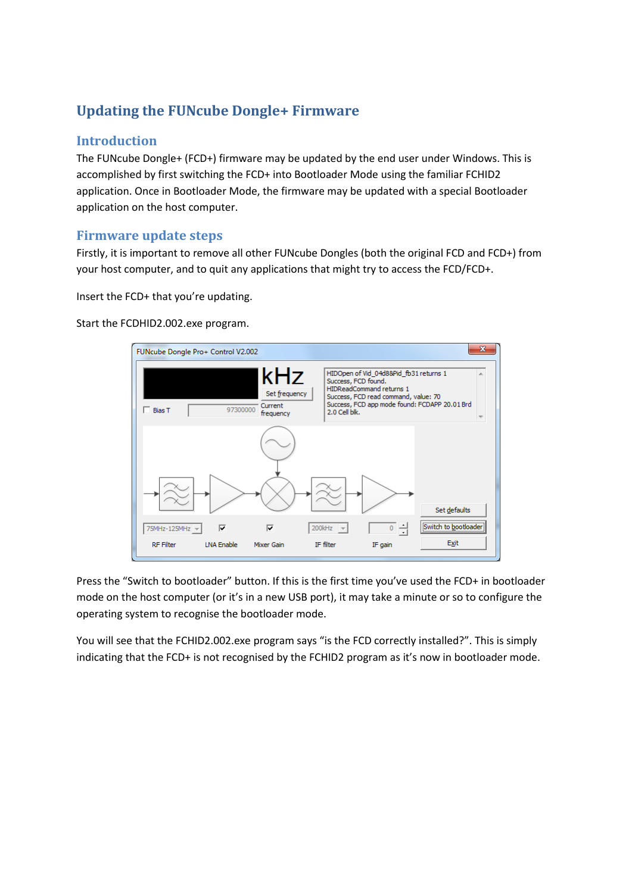# Updating the FUNcube Dongle+ Firmware

## Introduction

The FUNcube Dongle+ (FCD+) firmware may be updated by the end user under Windows. This is accomplished by first switching the FCD+ into Bootloader Mode using the familiar FCHID2 application. Once in Bootloader Mode, the firmware may be updated with a special Bootloader application on the host computer.

## Firmware update steps

Firstly, it is important to remove all other FUNcube Dongles (both the original FCD and FCD+) from your host computer, and to quit any applications that might try to access the FCD/FCD+.

Insert the FCD+ that you're updating.

Start the FCDHID2.002.exe program.

Press the "Switch to bootloader" button. If this is the first time you've used the FCD+ in bootloader mode on the host computer (or it's in a new USB port), it may take a minute or so to configure the operating system to recognise the bootloader mode.

You will see that the FCHID2.002.exe program says "is the FCD correctly installed?". This is simply indicating that the FCD+ is not recognised by the FCHID2 program as it's now in bootloader mode.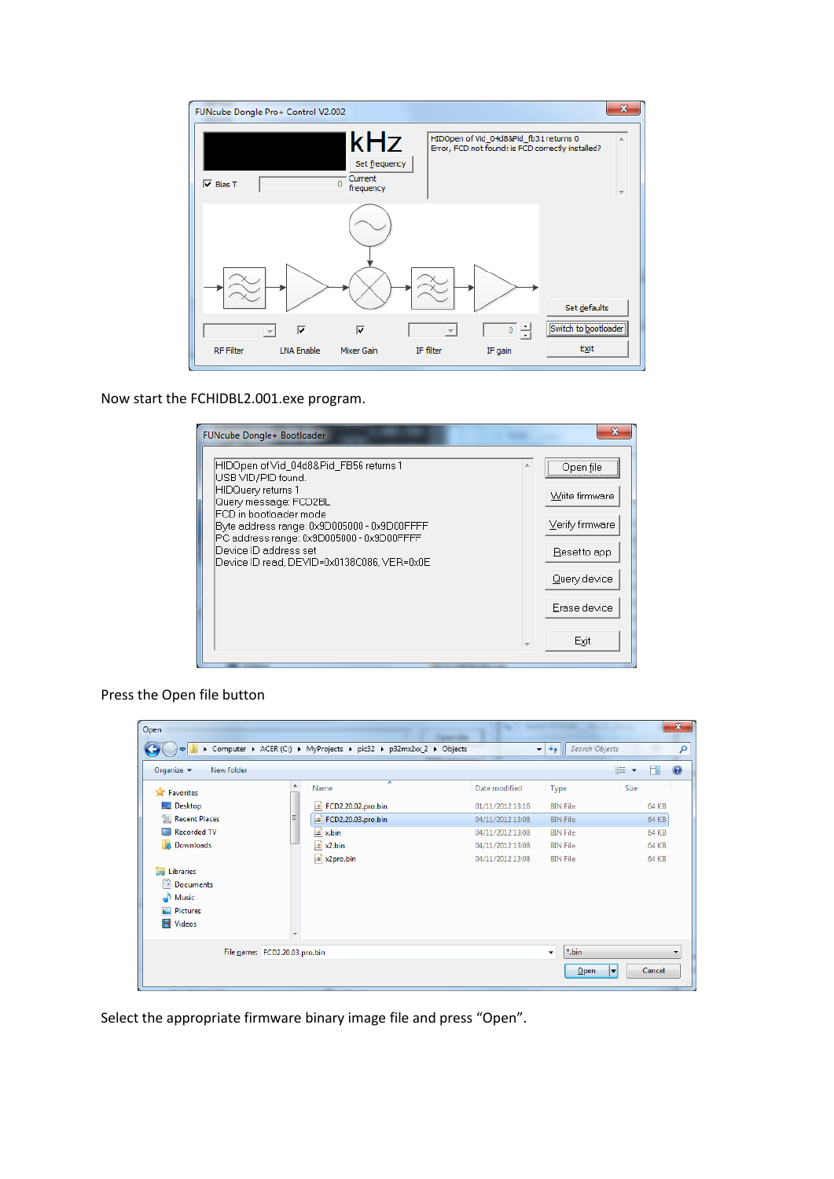Now start the FCHIDBL2.001.exe program.

Press the Open file button

Select the appropriate firmware binary image file and press “Open”.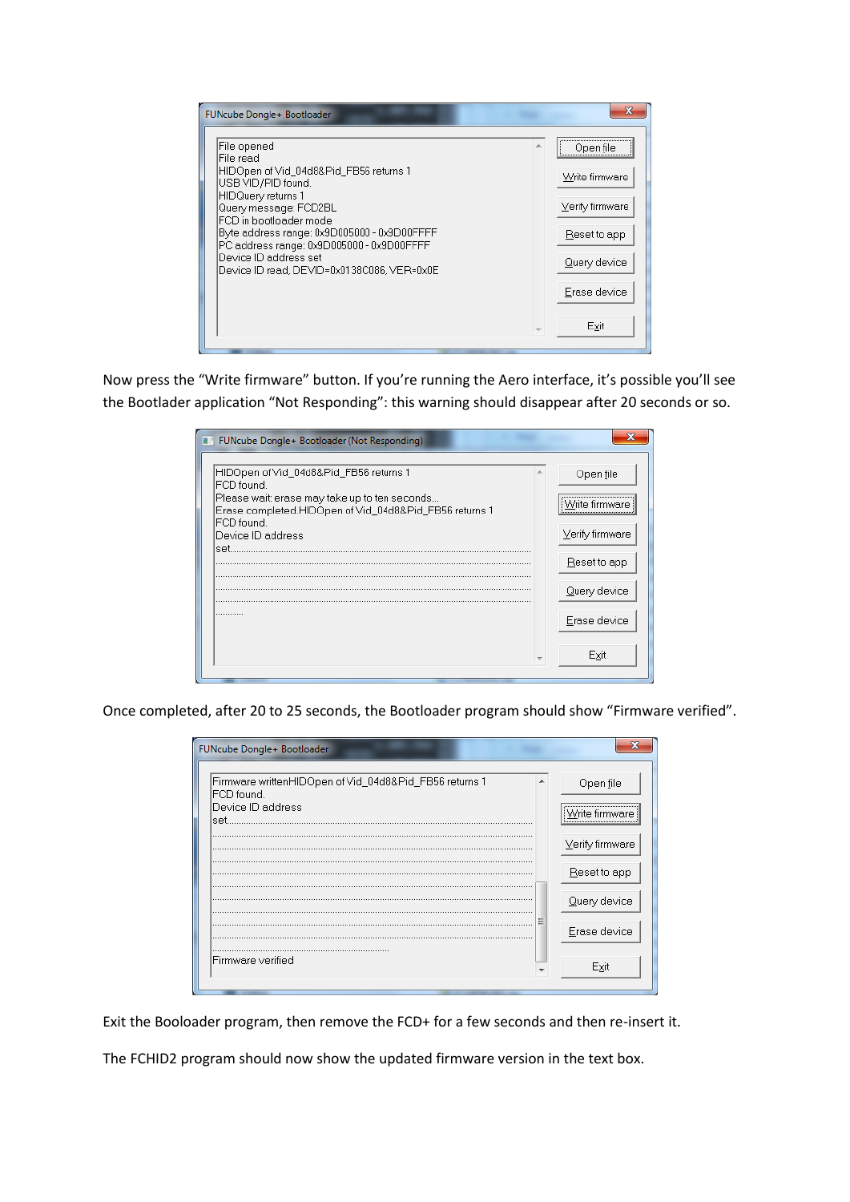Now press the "Write firmware" button. If you're running the Aero interface, it's possible you'll see the Bootlader application "Not Responding": this warning should disappear after 20 seconds or so.

Once completed, after 20 to 25 seconds, the Bootloader program should show "Firmware verified".

Exit the Booloader program, then remove the FCD+ for a few seconds and then re-insert it.

The FCHID2 program should now show the updated firmware version in the text box.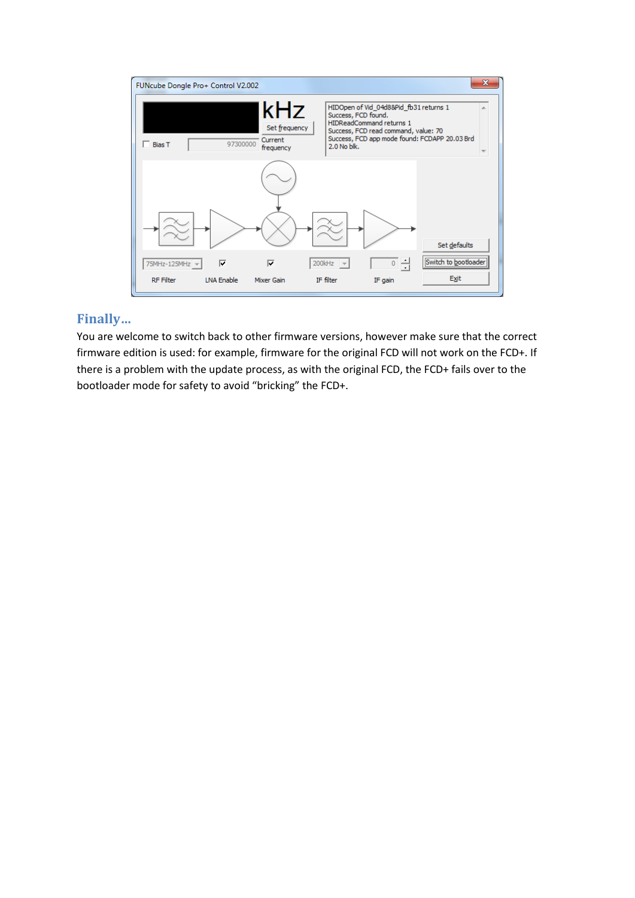## Finally…

You are welcome to switch back to other firmware versions, however make sure that the correct firmware edition is used: for example, firmware for the original FCD will not work on the FCD+. If there is a problem with the update process, as with the original FCD, the FCD+ fails over to the bootloader mode for safety to avoid "bricking" the FCD+.